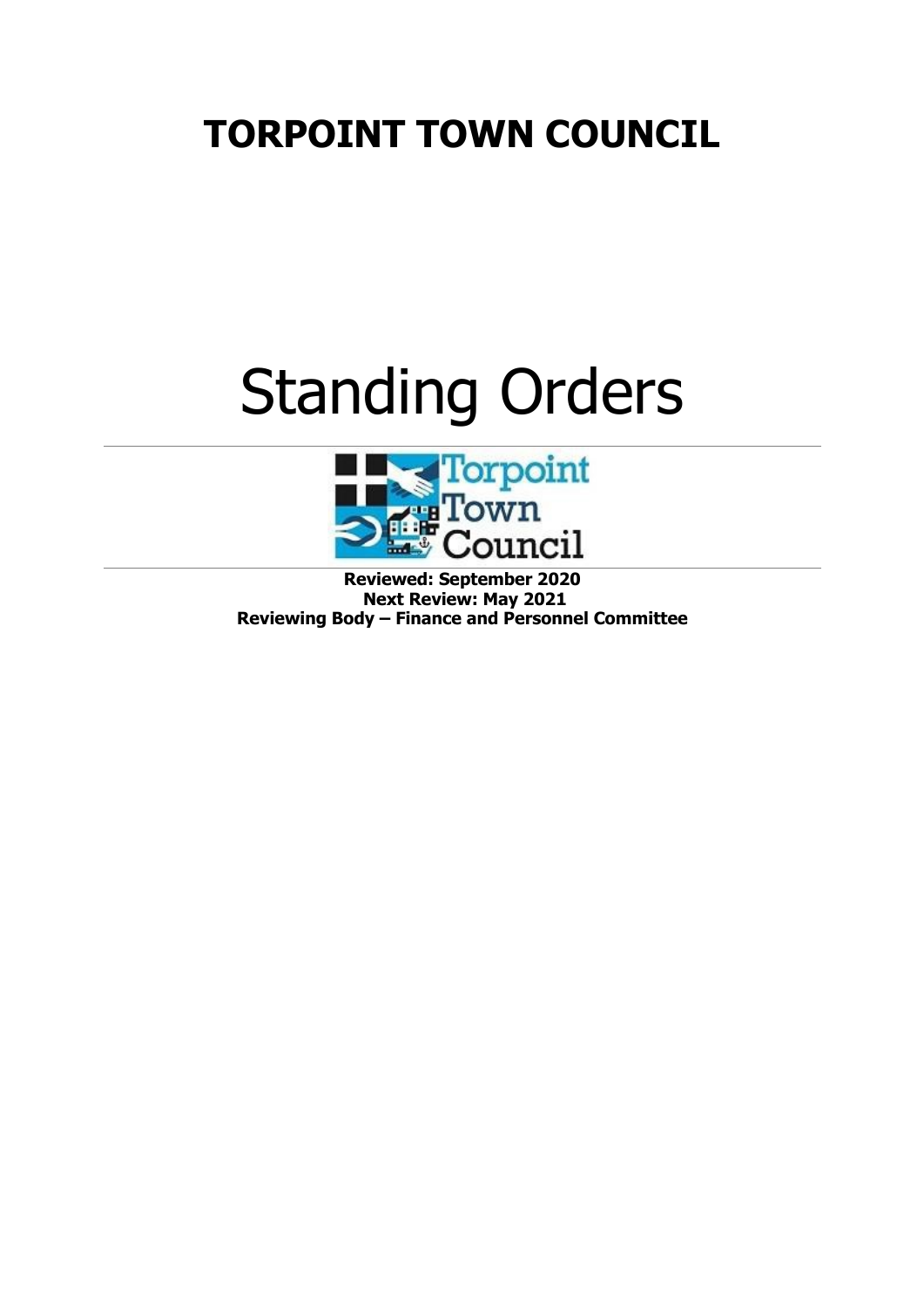# TORPOINT TOWN COUNCIL

# Standing Orders

**Reviewed: September 2020**
**Next Review: May 2021**
**Reviewing Body – Finance and Personnel Committee**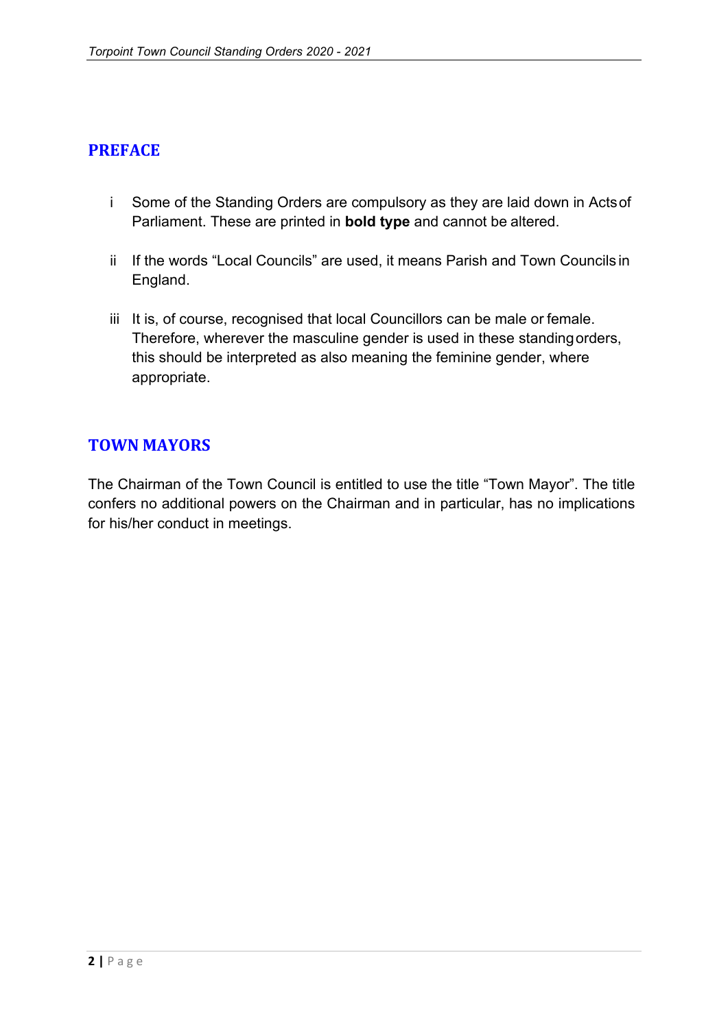## PREFACE

i Some of the Standing Orders are compulsory as they are laid down in Acts of Parliament. These are printed in **bold type** and cannot be altered.

ii If the words "Local Councils" are used, it means Parish and Town Councils in England.

iii It is, of course, recognised that local Councillors can be male or female. Therefore, wherever the masculine gender is used in these standing orders, this should be interpreted as also meaning the feminine gender, where appropriate.

## TOWN MAYORS

The Chairman of the Town Council is entitled to use the title "Town Mayor". The title confers no additional powers on the Chairman and in particular, has no implications for his/her conduct in meetings.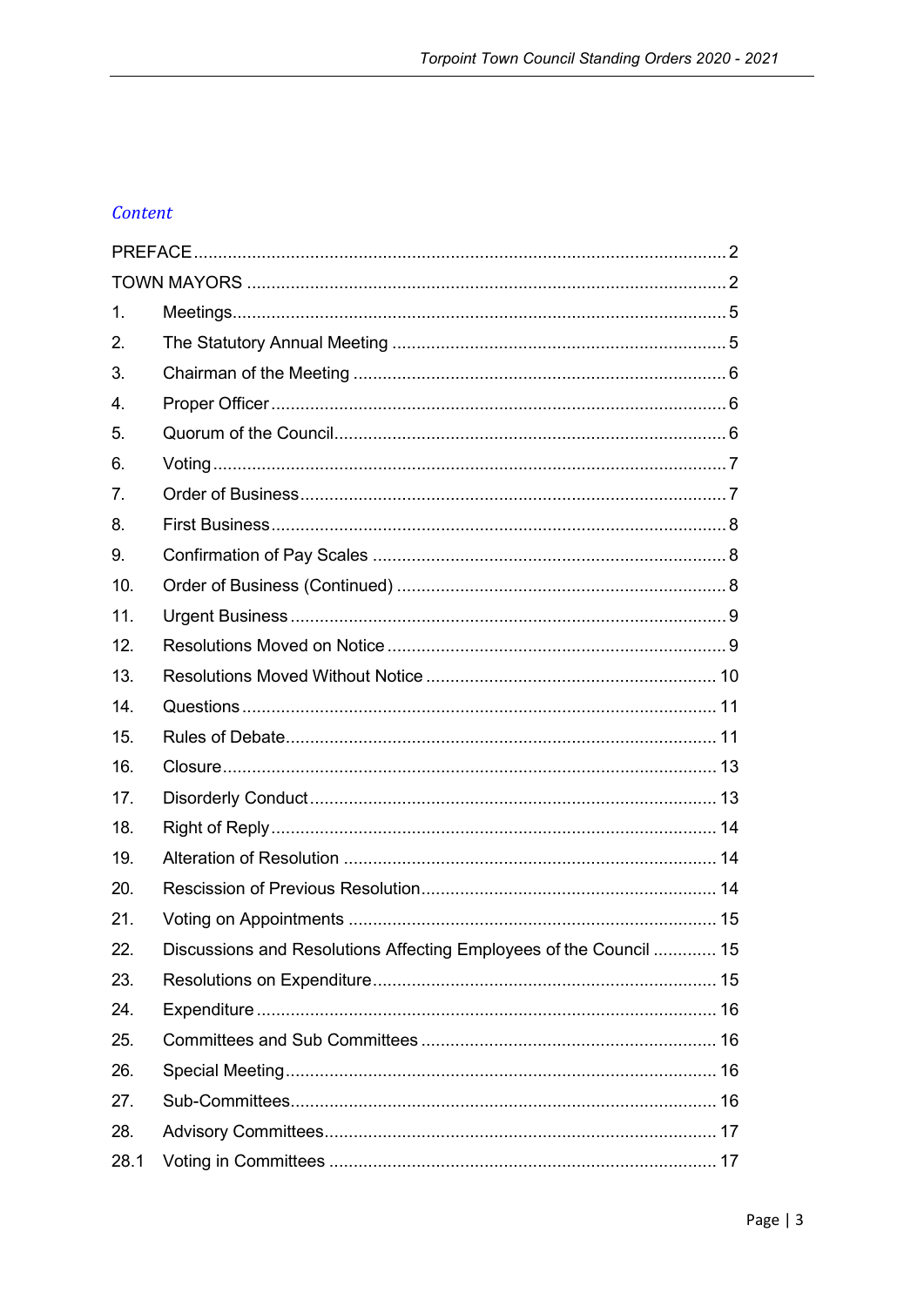## *Content*

PREFACE ........................................................................................................ 2

TOWN MAYORS .............................................................................................. 2

1. Meetings ...................................................................................................... 5
2. The Statutory Annual Meeting ..................................................................... 5
3. Chairman of the Meeting ............................................................................. 6
4. Proper Officer ............................................................................................. 6
5. Quorum of the Council ................................................................................ 6
6. Voting ......................................................................................................... 7
7. Order of Business ....................................................................................... 7
8. First Business ............................................................................................. 8
9. Confirmation of Pay Scales ......................................................................... 8
10. Order of Business (Continued) .................................................................... 8
11. Urgent Business .......................................................................................... 9
12. Resolutions Moved on Notice ...................................................................... 9
13. Resolutions Moved Without Notice ............................................................ 10
14. Questions .................................................................................................. 11
15. Rules of Debate ......................................................................................... 11
16. Closure ...................................................................................................... 13
17. Disorderly Conduct .................................................................................... 13
18. Right of Reply ............................................................................................ 14
19. Alteration of Resolution ............................................................................. 14
20. Rescission of Previous Resolution .............................................................. 14
21. Voting on Appointments ............................................................................ 15
22. Discussions and Resolutions Affecting Employees of the Council ............. 15
23. Resolutions on Expenditure ....................................................................... 15
24. Expenditure ............................................................................................... 16
25. Committees and Sub Committees ............................................................. 16
26. Special Meeting ......................................................................................... 16
27. Sub-Committees ........................................................................................ 16
28. Advisory Committees ................................................................................. 17

28.1 Voting in Committees ................................................................................ 17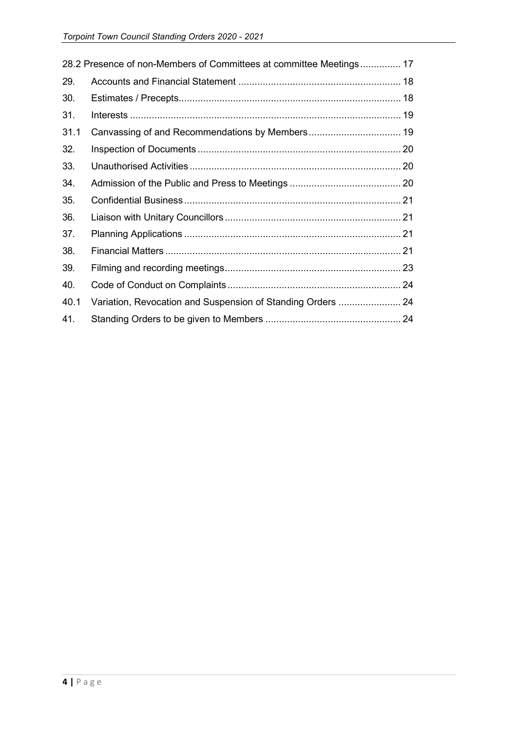28.2 Presence of non-Members of Committees at committee Meetings............... 17

29. Accounts and Financial Statement ............................................................ 18

30. Estimates / Precepts.................................................................................. 18

31. Interests .................................................................................................... 19

31.1 Canvassing of and Recommendations by Members.................................. 19

32. Inspection of Documents ........................................................................... 20

33. Unauthorised Activities .............................................................................. 20

34. Admission of the Public and Press to Meetings ......................................... 20

35. Confidential Business ................................................................................ 21

36. Liaison with Unitary Councillors ................................................................. 21

37. Planning Applications ................................................................................ 21

38. Financial Matters ....................................................................................... 21

39. Filming and recording meetings................................................................. 23

40. Code of Conduct on Complaints ................................................................ 24

40.1 Variation, Revocation and Suspension of Standing Orders ....................... 24

41. Standing Orders to be given to Members .................................................. 24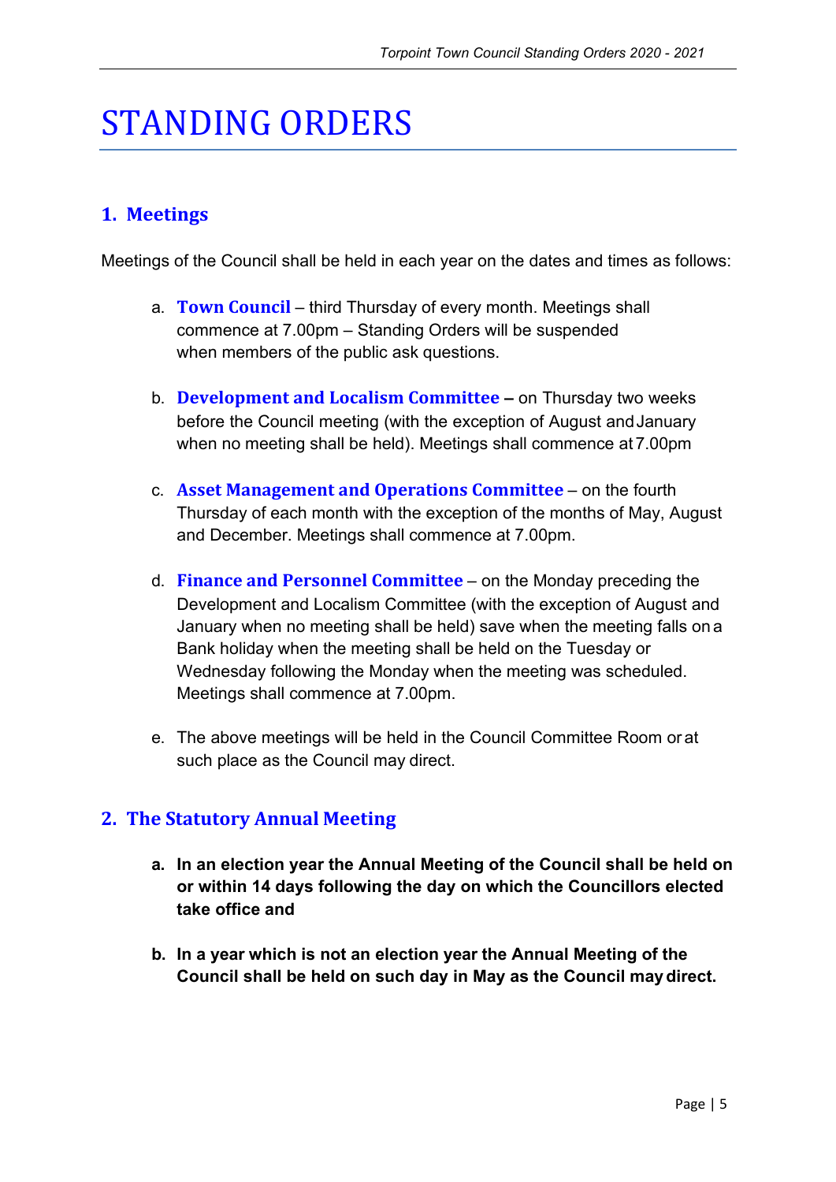# STANDING ORDERS

## 1. Meetings

Meetings of the Council shall be held in each year on the dates and times as follows:

a. **Town Council** – third Thursday of every month. Meetings shall commence at 7.00pm – Standing Orders will be suspended when members of the public ask questions.

b. **Development and Localism Committee –** on Thursday two weeks before the Council meeting (with the exception of August and January when no meeting shall be held). Meetings shall commence at 7.00pm

c. **Asset Management and Operations Committee** – on the fourth Thursday of each month with the exception of the months of May, August and December. Meetings shall commence at 7.00pm.

d. **Finance and Personnel Committee** – on the Monday preceding the Development and Localism Committee (with the exception of August and January when no meeting shall be held) save when the meeting falls on a Bank holiday when the meeting shall be held on the Tuesday or Wednesday following the Monday when the meeting was scheduled. Meetings shall commence at 7.00pm.

e. The above meetings will be held in the Council Committee Room or at such place as the Council may direct.

## 2. The Statutory Annual Meeting

**a. In an election year the Annual Meeting of the Council shall be held on or within 14 days following the day on which the Councillors elected take office and**

**b. In a year which is not an election year the Annual Meeting of the Council shall be held on such day in May as the Council may direct.**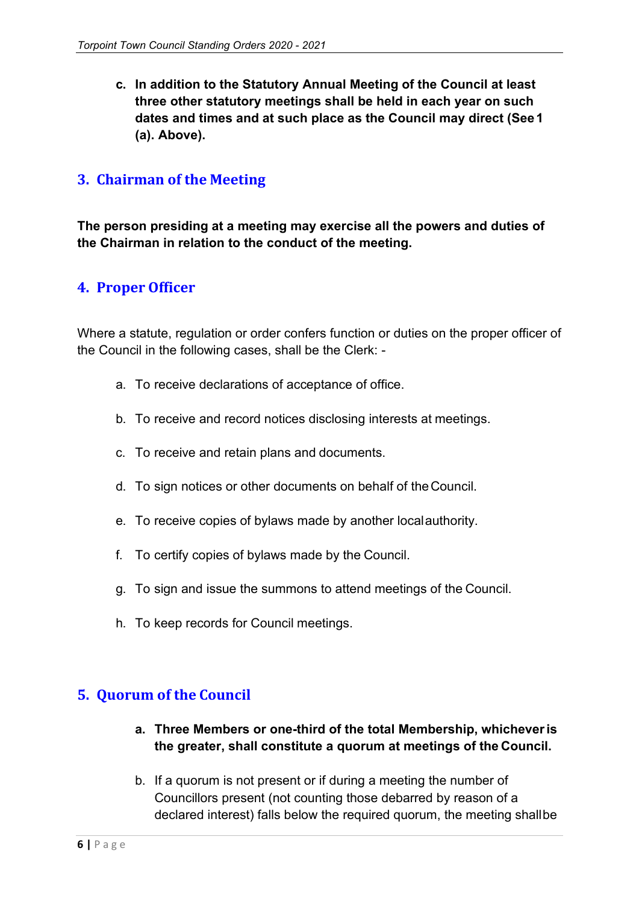c. **In addition to the Statutory Annual Meeting of the Council at least three other statutory meetings shall be held in each year on such dates and times and at such place as the Council may direct (See 1 (a). Above).**

## 3. Chairman of the Meeting

**The person presiding at a meeting may exercise all the powers and duties of the Chairman in relation to the conduct of the meeting.**

## 4. Proper Officer

Where a statute, regulation or order confers function or duties on the proper officer of the Council in the following cases, shall be the Clerk: -

a. To receive declarations of acceptance of office.

b. To receive and record notices disclosing interests at meetings.

c. To receive and retain plans and documents.

d. To sign notices or other documents on behalf of the Council.

e. To receive copies of bylaws made by another local authority.

f. To certify copies of bylaws made by the Council.

g. To sign and issue the summons to attend meetings of the Council.

h. To keep records for Council meetings.

## 5. Quorum of the Council

a. **Three Members or one-third of the total Membership, whichever is the greater, shall constitute a quorum at meetings of the Council.**

b. If a quorum is not present or if during a meeting the number of Councillors present (not counting those debarred by reason of a declared interest) falls below the required quorum, the meeting shall be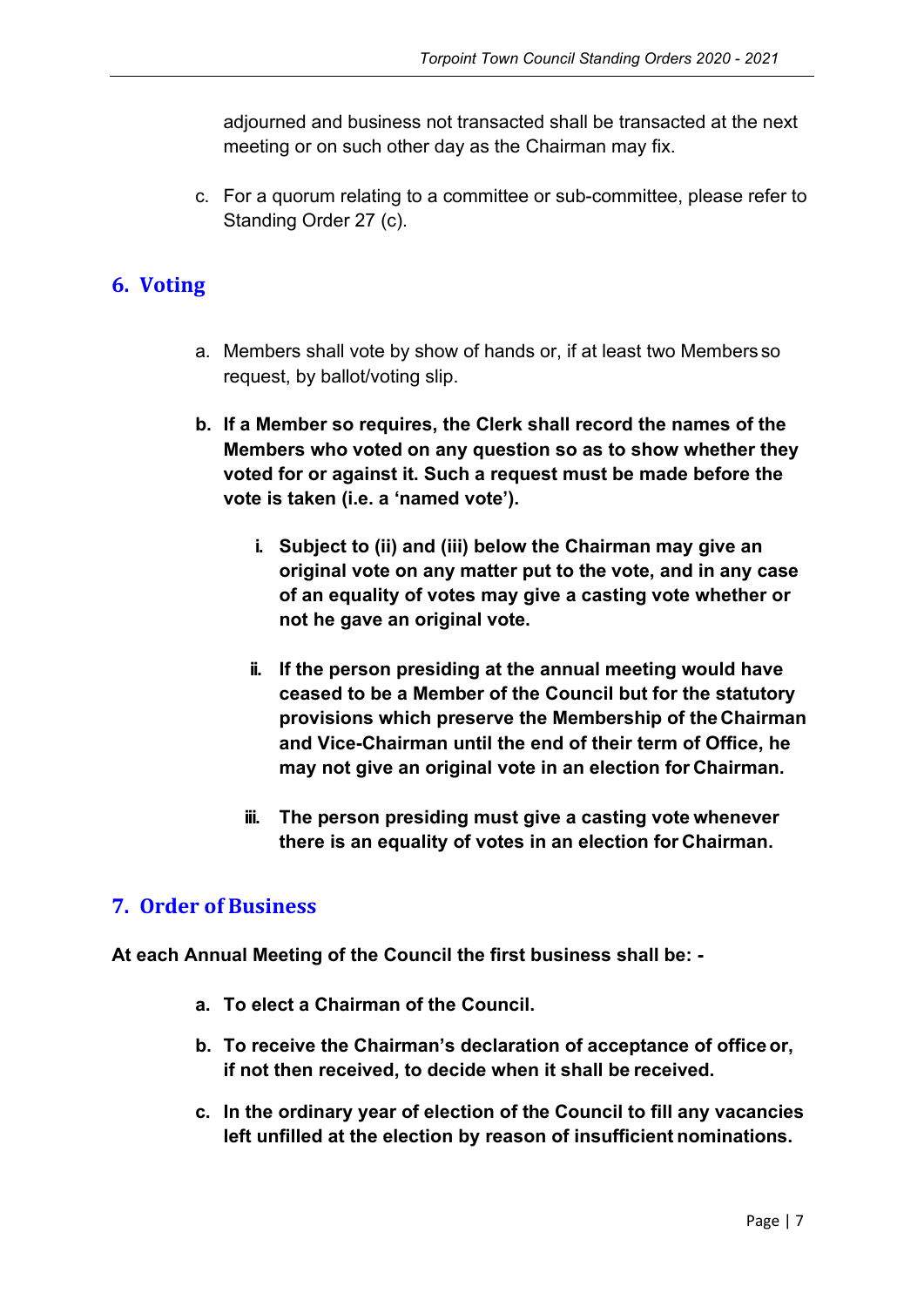adjourned and business not transacted shall be transacted at the next meeting or on such other day as the Chairman may fix.

c. For a quorum relating to a committee or sub-committee, please refer to Standing Order 27 (c).

## 6. Voting

a. Members shall vote by show of hands or, if at least two Members so request, by ballot/voting slip.

**b. If a Member so requires, the Clerk shall record the names of the Members who voted on any question so as to show whether they voted for or against it. Such a request must be made before the vote is taken (i.e. a 'named vote').**

**i. Subject to (ii) and (iii) below the Chairman may give an original vote on any matter put to the vote, and in any case of an equality of votes may give a casting vote whether or not he gave an original vote.**

**ii. If the person presiding at the annual meeting would have ceased to be a Member of the Council but for the statutory provisions which preserve the Membership of the Chairman and Vice-Chairman until the end of their term of Office, he may not give an original vote in an election for Chairman.**

**iii. The person presiding must give a casting vote whenever there is an equality of votes in an election for Chairman.**

## 7. Order of Business

**At each Annual Meeting of the Council the first business shall be: -**

**a. To elect a Chairman of the Council.**

**b. To receive the Chairman's declaration of acceptance of office or, if not then received, to decide when it shall be received.**

**c. In the ordinary year of election of the Council to fill any vacancies left unfilled at the election by reason of insufficient nominations.**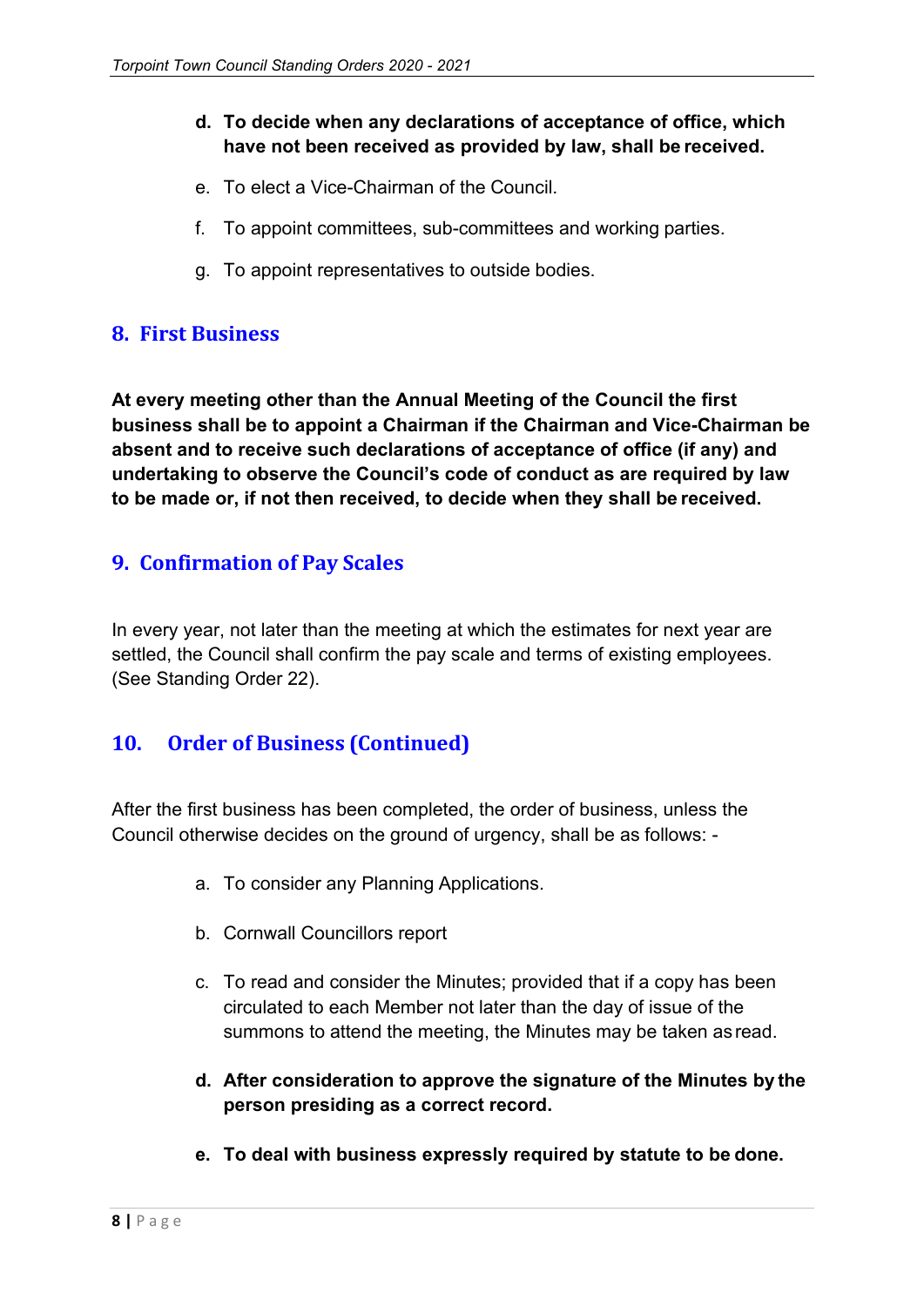d. **To decide when any declarations of acceptance of office, which have not been received as provided by law, shall be received.**

e. To elect a Vice-Chairman of the Council.

f. To appoint committees, sub-committees and working parties.

g. To appoint representatives to outside bodies.

## 8. First Business

**At every meeting other than the Annual Meeting of the Council the first business shall be to appoint a Chairman if the Chairman and Vice-Chairman be absent and to receive such declarations of acceptance of office (if any) and undertaking to observe the Council's code of conduct as are required by law to be made or, if not then received, to decide when they shall be received.**

## 9. Confirmation of Pay Scales

In every year, not later than the meeting at which the estimates for next year are settled, the Council shall confirm the pay scale and terms of existing employees. (See Standing Order 22).

## 10. Order of Business (Continued)

After the first business has been completed, the order of business, unless the Council otherwise decides on the ground of urgency, shall be as follows: -

a. To consider any Planning Applications.

b. Cornwall Councillors report

c. To read and consider the Minutes; provided that if a copy has been circulated to each Member not later than the day of issue of the summons to attend the meeting, the Minutes may be taken as read.

d. **After consideration to approve the signature of the Minutes by the person presiding as a correct record.**

e. **To deal with business expressly required by statute to be done.**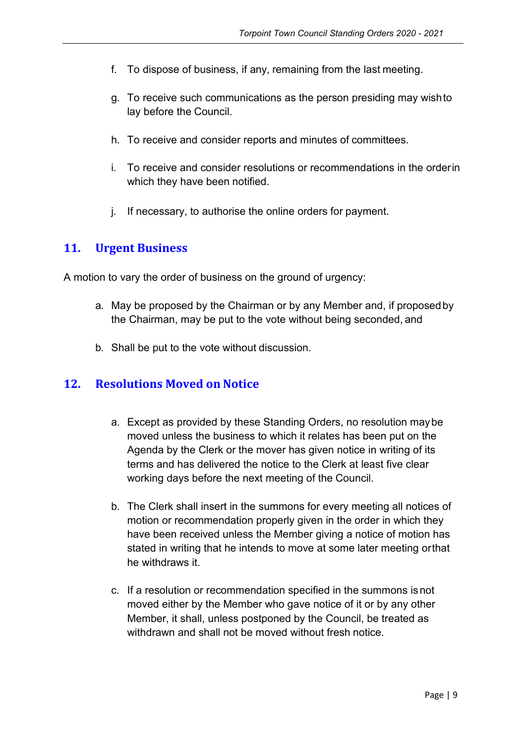f. To dispose of business, if any, remaining from the last meeting.

g. To receive such communications as the person presiding may wish to lay before the Council.

h. To receive and consider reports and minutes of committees.

i. To receive and consider resolutions or recommendations in the order in which they have been notified.

j. If necessary, to authorise the online orders for payment.

## 11. Urgent Business

A motion to vary the order of business on the ground of urgency:

a. May be proposed by the Chairman or by any Member and, if proposed by the Chairman, may be put to the vote without being seconded, and

b. Shall be put to the vote without discussion.

## 12. Resolutions Moved on Notice

a. Except as provided by these Standing Orders, no resolution may be moved unless the business to which it relates has been put on the Agenda by the Clerk or the mover has given notice in writing of its terms and has delivered the notice to the Clerk at least five clear working days before the next meeting of the Council.

b. The Clerk shall insert in the summons for every meeting all notices of motion or recommendation properly given in the order in which they have been received unless the Member giving a notice of motion has stated in writing that he intends to move at some later meeting or that he withdraws it.

c. If a resolution or recommendation specified in the summons is not moved either by the Member who gave notice of it or by any other Member, it shall, unless postponed by the Council, be treated as withdrawn and shall not be moved without fresh notice.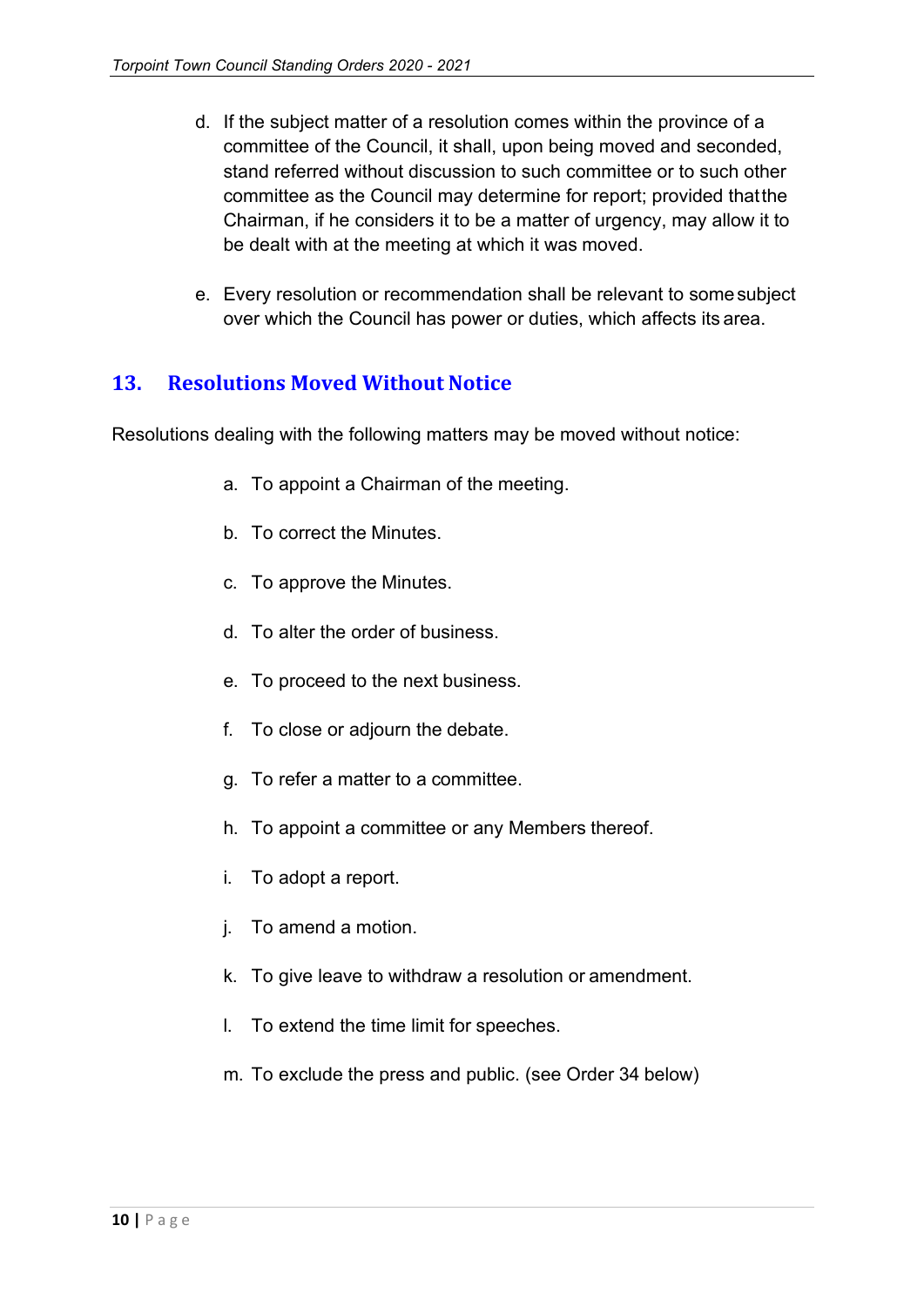d. If the subject matter of a resolution comes within the province of a committee of the Council, it shall, upon being moved and seconded, stand referred without discussion to such committee or to such other committee as the Council may determine for report; provided that the Chairman, if he considers it to be a matter of urgency, may allow it to be dealt with at the meeting at which it was moved.

e. Every resolution or recommendation shall be relevant to some subject over which the Council has power or duties, which affects its area.

## 13. Resolutions Moved Without Notice

Resolutions dealing with the following matters may be moved without notice:

a. To appoint a Chairman of the meeting.

b. To correct the Minutes.

c. To approve the Minutes.

d. To alter the order of business.

e. To proceed to the next business.

f. To close or adjourn the debate.

g. To refer a matter to a committee.

h. To appoint a committee or any Members thereof.

i. To adopt a report.

j. To amend a motion.

k. To give leave to withdraw a resolution or amendment.

l. To extend the time limit for speeches.

m. To exclude the press and public. (see Order 34 below)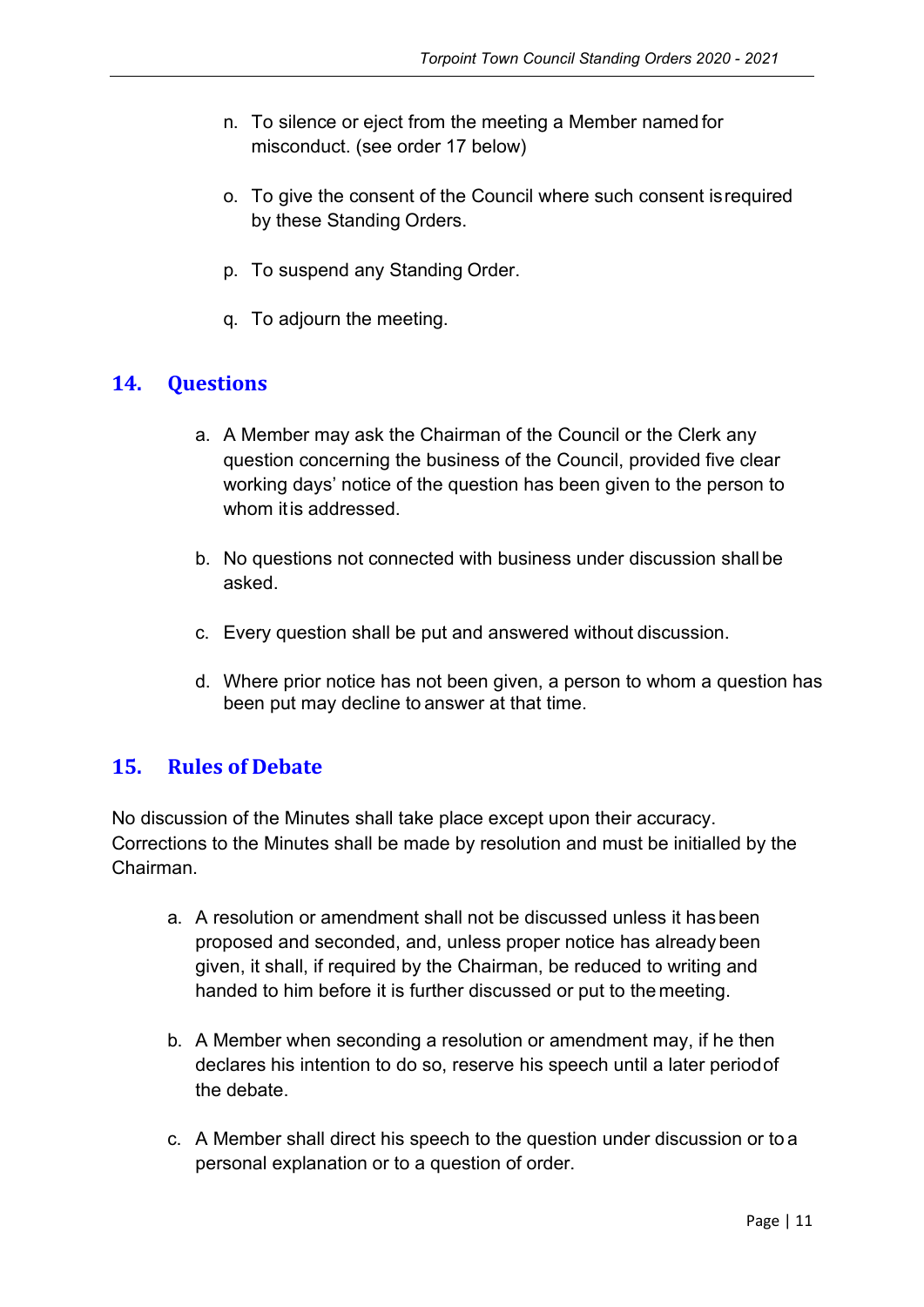n. To silence or eject from the meeting a Member named for misconduct. (see order 17 below)

o. To give the consent of the Council where such consent is required by these Standing Orders.

p. To suspend any Standing Order.

q. To adjourn the meeting.

## 14. Questions

a. A Member may ask the Chairman of the Council or the Clerk any question concerning the business of the Council, provided five clear working days' notice of the question has been given to the person to whom it is addressed.

b. No questions not connected with business under discussion shall be asked.

c. Every question shall be put and answered without discussion.

d. Where prior notice has not been given, a person to whom a question has been put may decline to answer at that time.

## 15. Rules of Debate

No discussion of the Minutes shall take place except upon their accuracy. Corrections to the Minutes shall be made by resolution and must be initialled by the Chairman.

a. A resolution or amendment shall not be discussed unless it has been proposed and seconded, and, unless proper notice has already been given, it shall, if required by the Chairman, be reduced to writing and handed to him before it is further discussed or put to the meeting.

b. A Member when seconding a resolution or amendment may, if he then declares his intention to do so, reserve his speech until a later period of the debate.

c. A Member shall direct his speech to the question under discussion or to a personal explanation or to a question of order.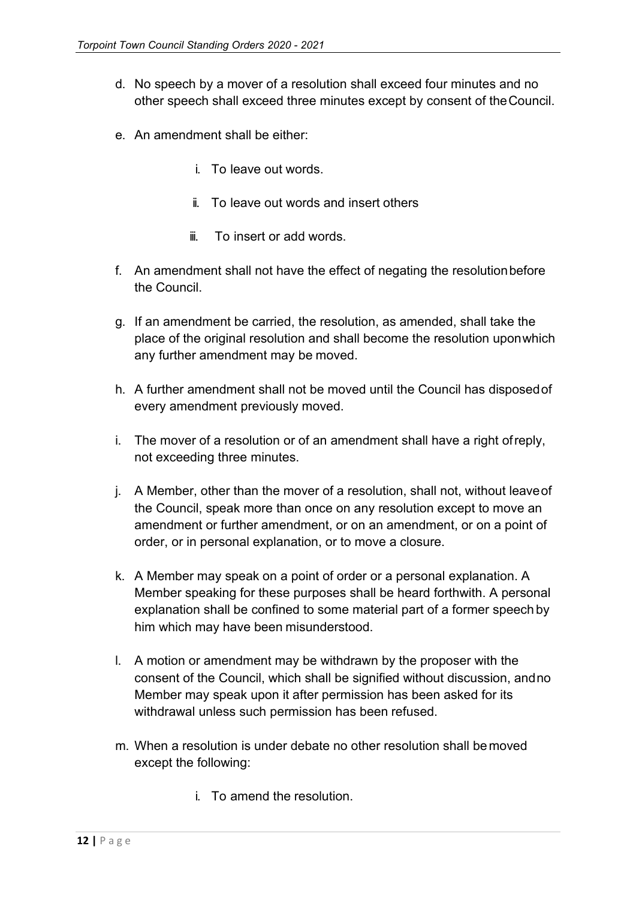d. No speech by a mover of a resolution shall exceed four minutes and no other speech shall exceed three minutes except by consent of the Council.

e. An amendment shall be either:

   i. To leave out words.

   ii. To leave out words and insert others

   iii. To insert or add words.

f. An amendment shall not have the effect of negating the resolution before the Council.

g. If an amendment be carried, the resolution, as amended, shall take the place of the original resolution and shall become the resolution upon which any further amendment may be moved.

h. A further amendment shall not be moved until the Council has disposed of every amendment previously moved.

i. The mover of a resolution or of an amendment shall have a right of reply, not exceeding three minutes.

j. A Member, other than the mover of a resolution, shall not, without leave of the Council, speak more than once on any resolution except to move an amendment or further amendment, or on an amendment, or on a point of order, or in personal explanation, or to move a closure.

k. A Member may speak on a point of order or a personal explanation. A Member speaking for these purposes shall be heard forthwith. A personal explanation shall be confined to some material part of a former speech by him which may have been misunderstood.

l. A motion or amendment may be withdrawn by the proposer with the consent of the Council, which shall be signified without discussion, and no Member may speak upon it after permission has been asked for its withdrawal unless such permission has been refused.

m. When a resolution is under debate no other resolution shall be moved except the following:

   i. To amend the resolution.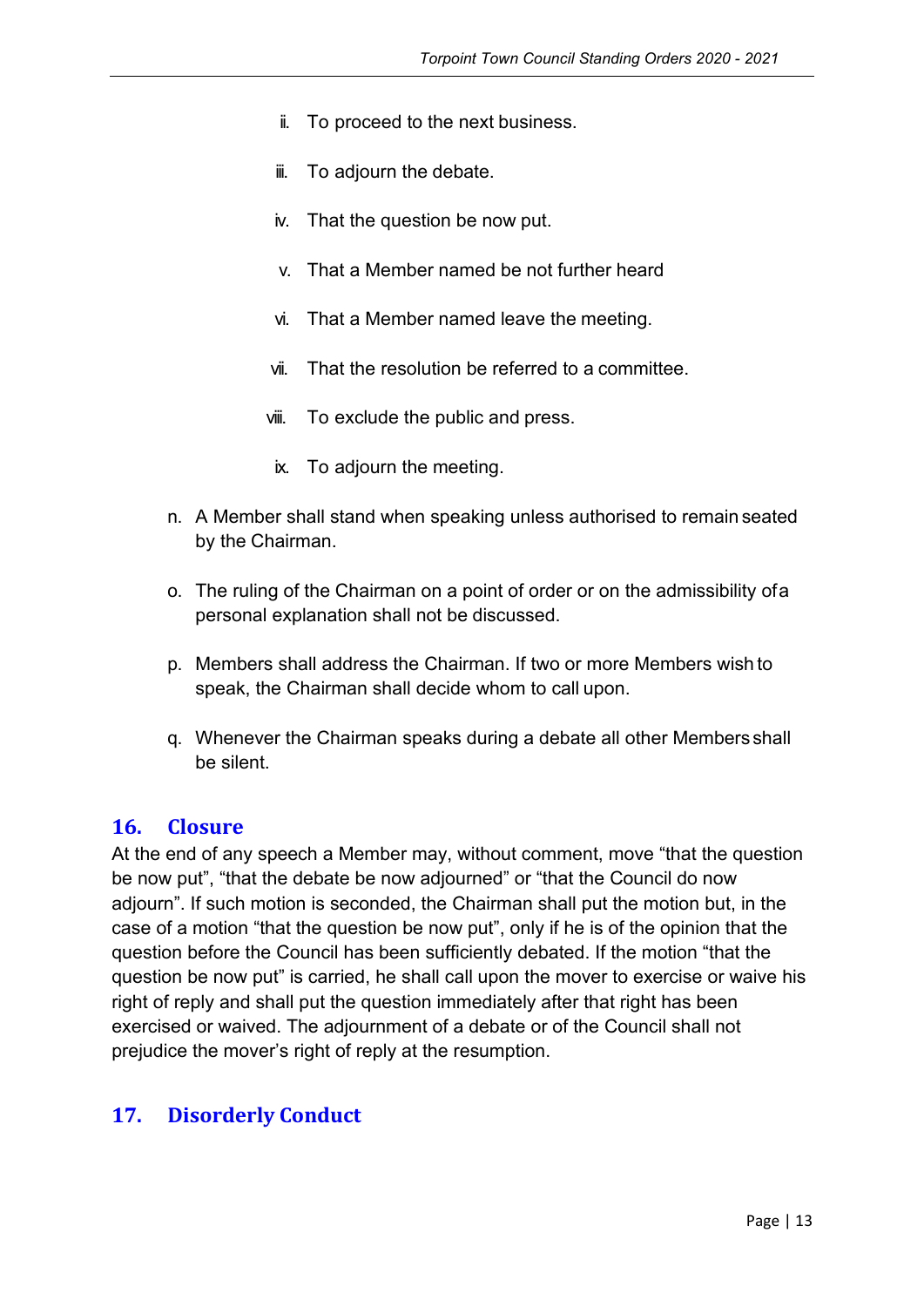ii. To proceed to the next business.

iii. To adjourn the debate.

iv. That the question be now put.

v. That a Member named be not further heard

vi. That a Member named leave the meeting.

vii. That the resolution be referred to a committee.

viii. To exclude the public and press.

ix. To adjourn the meeting.

n. A Member shall stand when speaking unless authorised to remain seated by the Chairman.

o. The ruling of the Chairman on a point of order or on the admissibility of a personal explanation shall not be discussed.

p. Members shall address the Chairman. If two or more Members wish to speak, the Chairman shall decide whom to call upon.

q. Whenever the Chairman speaks during a debate all other Members shall be silent.

## 16. Closure

At the end of any speech a Member may, without comment, move “that the question be now put”, “that the debate be now adjourned” or “that the Council do now adjourn”. If such motion is seconded, the Chairman shall put the motion but, in the case of a motion “that the question be now put”, only if he is of the opinion that the question before the Council has been sufficiently debated. If the motion “that the question be now put” is carried, he shall call upon the mover to exercise or waive his right of reply and shall put the question immediately after that right has been exercised or waived. The adjournment of a debate or of the Council shall not prejudice the mover’s right of reply at the resumption.

## 17. Disorderly Conduct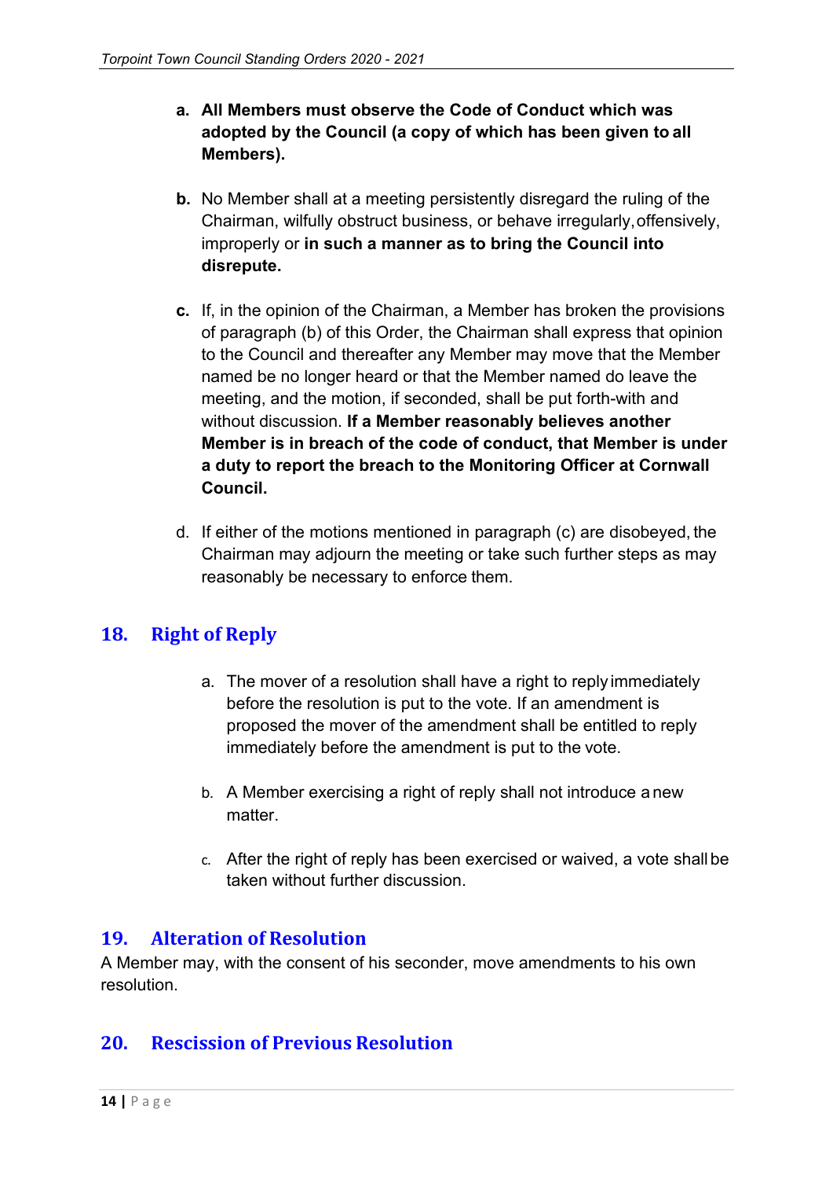a. **All Members must observe the Code of Conduct which was adopted by the Council (a copy of which has been given to all Members).**

b. No Member shall at a meeting persistently disregard the ruling of the Chairman, wilfully obstruct business, or behave irregularly, offensively, improperly or **in such a manner as to bring the Council into disrepute.**

c. If, in the opinion of the Chairman, a Member has broken the provisions of paragraph (b) of this Order, the Chairman shall express that opinion to the Council and thereafter any Member may move that the Member named be no longer heard or that the Member named do leave the meeting, and the motion, if seconded, shall be put forth-with and without discussion. **If a Member reasonably believes another Member is in breach of the code of conduct, that Member is under a duty to report the breach to the Monitoring Officer at Cornwall Council.**

d. If either of the motions mentioned in paragraph (c) are disobeyed, the Chairman may adjourn the meeting or take such further steps as may reasonably be necessary to enforce them.

## 18. Right of Reply

a. The mover of a resolution shall have a right to reply immediately before the resolution is put to the vote. If an amendment is proposed the mover of the amendment shall be entitled to reply immediately before the amendment is put to the vote.

b. A Member exercising a right of reply shall not introduce a new matter.

c. After the right of reply has been exercised or waived, a vote shall be taken without further discussion.

## 19. Alteration of Resolution

A Member may, with the consent of his seconder, move amendments to his own resolution.

## 20. Rescission of Previous Resolution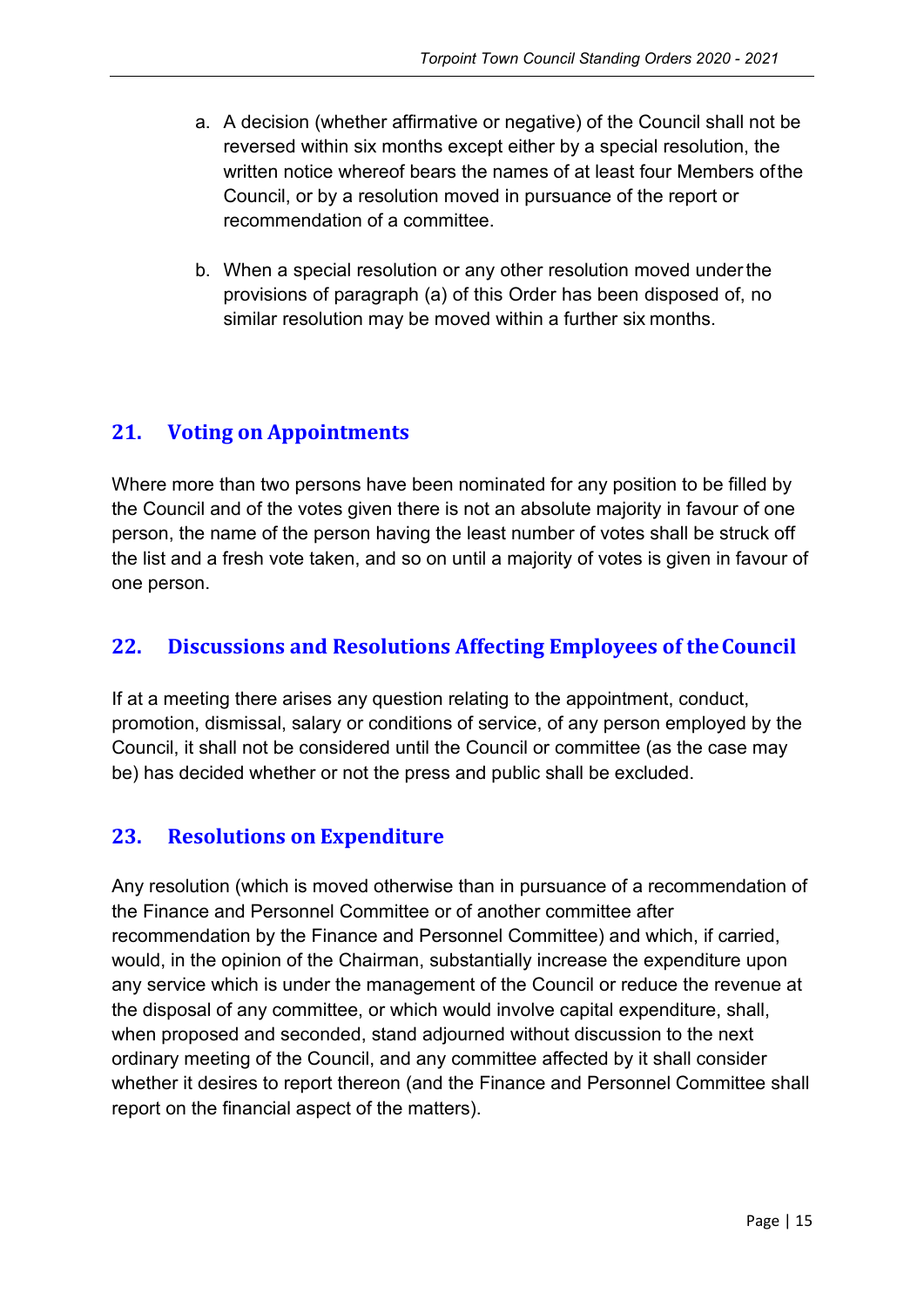a. A decision (whether affirmative or negative) of the Council shall not be reversed within six months except either by a special resolution, the written notice whereof bears the names of at least four Members of the Council, or by a resolution moved in pursuance of the report or recommendation of a committee.

b. When a special resolution or any other resolution moved under the provisions of paragraph (a) of this Order has been disposed of, no similar resolution may be moved within a further six months.

## 21. Voting on Appointments

Where more than two persons have been nominated for any position to be filled by the Council and of the votes given there is not an absolute majority in favour of one person, the name of the person having the least number of votes shall be struck off the list and a fresh vote taken, and so on until a majority of votes is given in favour of one person.

## 22. Discussions and Resolutions Affecting Employees of the Council

If at a meeting there arises any question relating to the appointment, conduct, promotion, dismissal, salary or conditions of service, of any person employed by the Council, it shall not be considered until the Council or committee (as the case may be) has decided whether or not the press and public shall be excluded.

## 23. Resolutions on Expenditure

Any resolution (which is moved otherwise than in pursuance of a recommendation of the Finance and Personnel Committee or of another committee after recommendation by the Finance and Personnel Committee) and which, if carried, would, in the opinion of the Chairman, substantially increase the expenditure upon any service which is under the management of the Council or reduce the revenue at the disposal of any committee, or which would involve capital expenditure, shall, when proposed and seconded, stand adjourned without discussion to the next ordinary meeting of the Council, and any committee affected by it shall consider whether it desires to report thereon (and the Finance and Personnel Committee shall report on the financial aspect of the matters).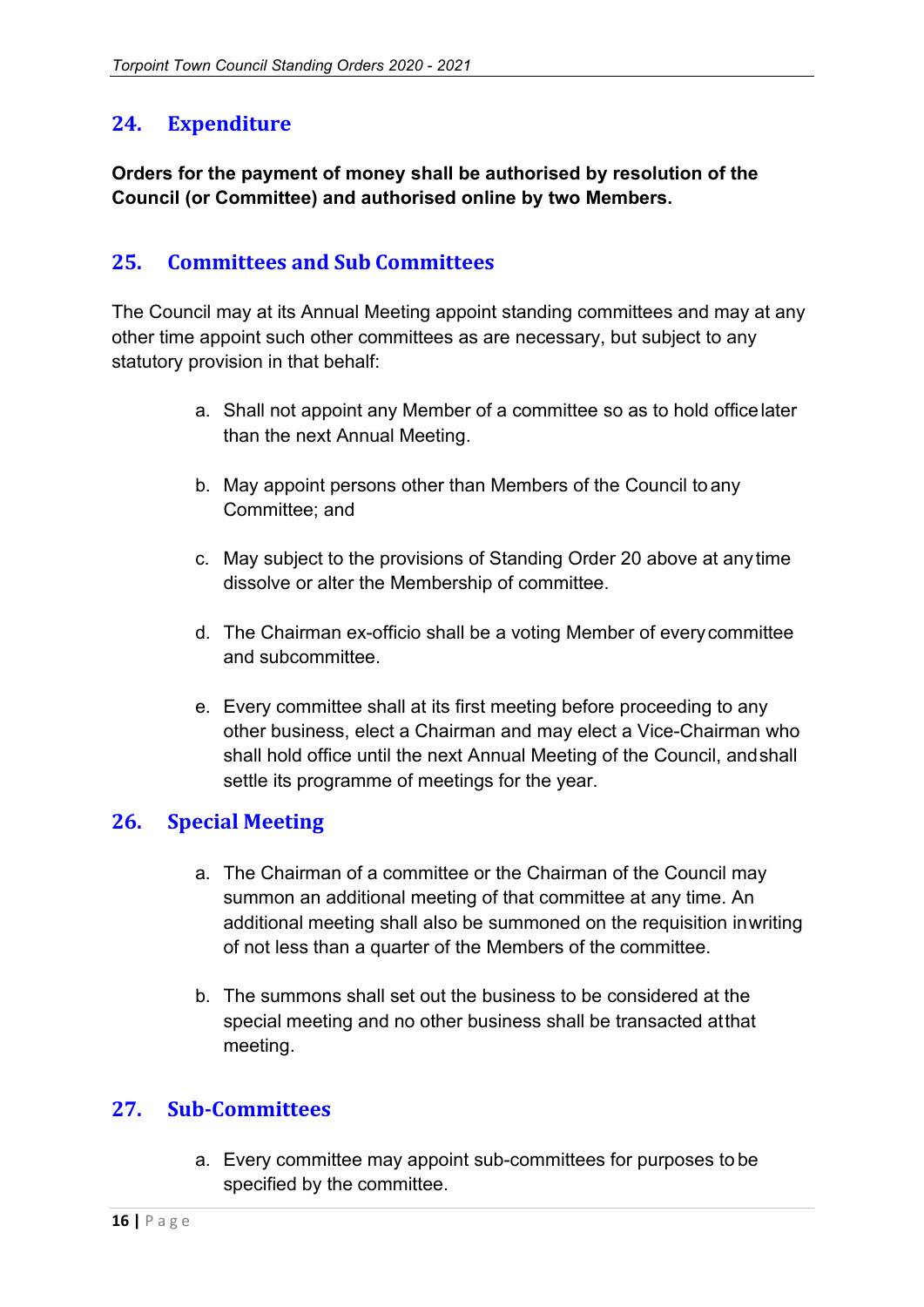## 24. Expenditure

**Orders for the payment of money shall be authorised by resolution of the Council (or Committee) and authorised online by two Members.**

## 25. Committees and Sub Committees

The Council may at its Annual Meeting appoint standing committees and may at any other time appoint such other committees as are necessary, but subject to any statutory provision in that behalf:

a. Shall not appoint any Member of a committee so as to hold office later than the next Annual Meeting.

b. May appoint persons other than Members of the Council to any Committee; and

c. May subject to the provisions of Standing Order 20 above at any time dissolve or alter the Membership of committee.

d. The Chairman ex-officio shall be a voting Member of every committee and subcommittee.

e. Every committee shall at its first meeting before proceeding to any other business, elect a Chairman and may elect a Vice-Chairman who shall hold office until the next Annual Meeting of the Council, and shall settle its programme of meetings for the year.

## 26. Special Meeting

a. The Chairman of a committee or the Chairman of the Council may summon an additional meeting of that committee at any time. An additional meeting shall also be summoned on the requisition in writing of not less than a quarter of the Members of the committee.

b. The summons shall set out the business to be considered at the special meeting and no other business shall be transacted at that meeting.

## 27. Sub-Committees

a. Every committee may appoint sub-committees for purposes to be specified by the committee.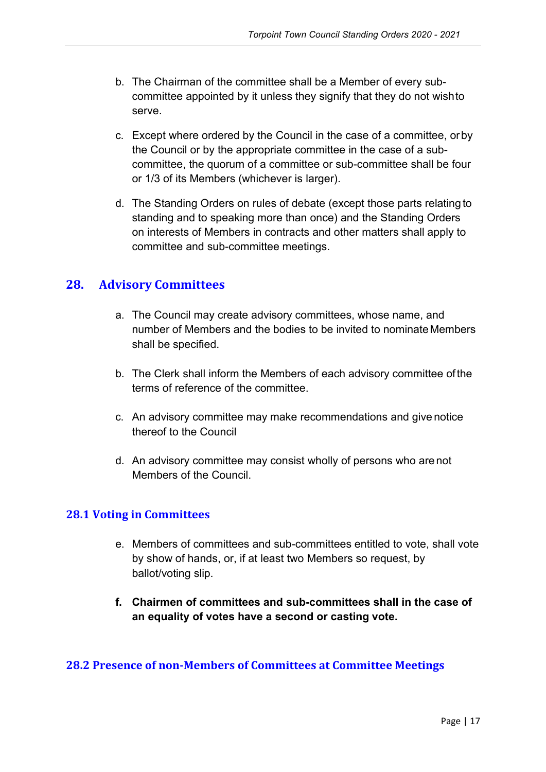b. The Chairman of the committee shall be a Member of every sub-committee appointed by it unless they signify that they do not wish to serve.

c. Except where ordered by the Council in the case of a committee, or by the Council or by the appropriate committee in the case of a sub-committee, the quorum of a committee or sub-committee shall be four or 1/3 of its Members (whichever is larger).

d. The Standing Orders on rules of debate (except those parts relating to standing and to speaking more than once) and the Standing Orders on interests of Members in contracts and other matters shall apply to committee and sub-committee meetings.

## 28. Advisory Committees

a. The Council may create advisory committees, whose name, and number of Members and the bodies to be invited to nominate Members shall be specified.

b. The Clerk shall inform the Members of each advisory committee of the terms of reference of the committee.

c. An advisory committee may make recommendations and give notice thereof to the Council

d. An advisory committee may consist wholly of persons who are not Members of the Council.

### 28.1 Voting in Committees

e. Members of committees and sub-committees entitled to vote, shall vote by show of hands, or, if at least two Members so request, by ballot/voting slip.

**f. Chairmen of committees and sub-committees shall in the case of an equality of votes have a second or casting vote.**

### 28.2 Presence of non-Members of Committees at Committee Meetings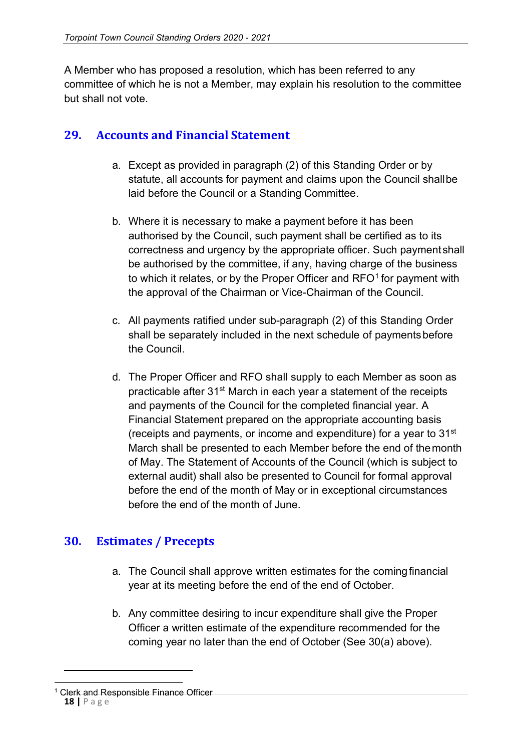A Member who has proposed a resolution, which has been referred to any committee of which he is not a Member, may explain his resolution to the committee but shall not vote.

## 29. Accounts and Financial Statement

a. Except as provided in paragraph (2) of this Standing Order or by statute, all accounts for payment and claims upon the Council shall be laid before the Council or a Standing Committee.

b. Where it is necessary to make a payment before it has been authorised by the Council, such payment shall be certified as to its correctness and urgency by the appropriate officer. Such payment shall be authorised by the committee, if any, having charge of the business to which it relates, or by the Proper Officer and RFO[1] for payment with the approval of the Chairman or Vice-Chairman of the Council.

c. All payments ratified under sub-paragraph (2) of this Standing Order shall be separately included in the next schedule of payments before the Council.

d. The Proper Officer and RFO shall supply to each Member as soon as practicable after 31st March in each year a statement of the receipts and payments of the Council for the completed financial year. A Financial Statement prepared on the appropriate accounting basis (receipts and payments, or income and expenditure) for a year to 31st March shall be presented to each Member before the end of the month of May. The Statement of Accounts of the Council (which is subject to external audit) shall also be presented to Council for formal approval before the end of the month of May or in exceptional circumstances before the end of the month of June.

## 30. Estimates / Precepts

a. The Council shall approve written estimates for the coming financial year at its meeting before the end of the end of October.

b. Any committee desiring to incur expenditure shall give the Proper Officer a written estimate of the expenditure recommended for the coming year no later than the end of October (See 30(a) above).

[1] Clerk and Responsible Finance Officer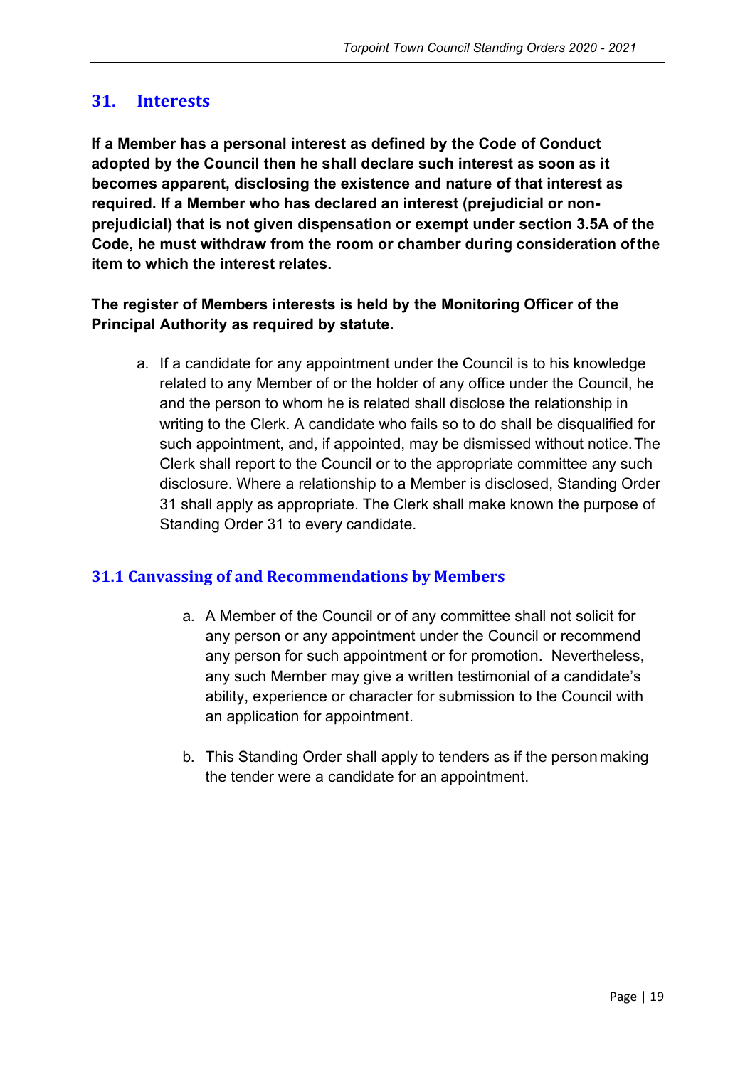## 31. Interests

**If a Member has a personal interest as defined by the Code of Conduct adopted by the Council then he shall declare such interest as soon as it becomes apparent, disclosing the existence and nature of that interest as required. If a Member who has declared an interest (prejudicial or non-prejudicial) that is not given dispensation or exempt under section 3.5A of the Code, he must withdraw from the room or chamber during consideration of the item to which the interest relates.**

**The register of Members interests is held by the Monitoring Officer of the Principal Authority as required by statute.**

a. If a candidate for any appointment under the Council is to his knowledge related to any Member of or the holder of any office under the Council, he and the person to whom he is related shall disclose the relationship in writing to the Clerk. A candidate who fails so to do shall be disqualified for such appointment, and, if appointed, may be dismissed without notice. The Clerk shall report to the Council or to the appropriate committee any such disclosure. Where a relationship to a Member is disclosed, Standing Order 31 shall apply as appropriate. The Clerk shall make known the purpose of Standing Order 31 to every candidate.

### 31.1 Canvassing of and Recommendations by Members

a. A Member of the Council or of any committee shall not solicit for any person or any appointment under the Council or recommend any person for such appointment or for promotion. Nevertheless, any such Member may give a written testimonial of a candidate's ability, experience or character for submission to the Council with an application for appointment.

b. This Standing Order shall apply to tenders as if the person making the tender were a candidate for an appointment.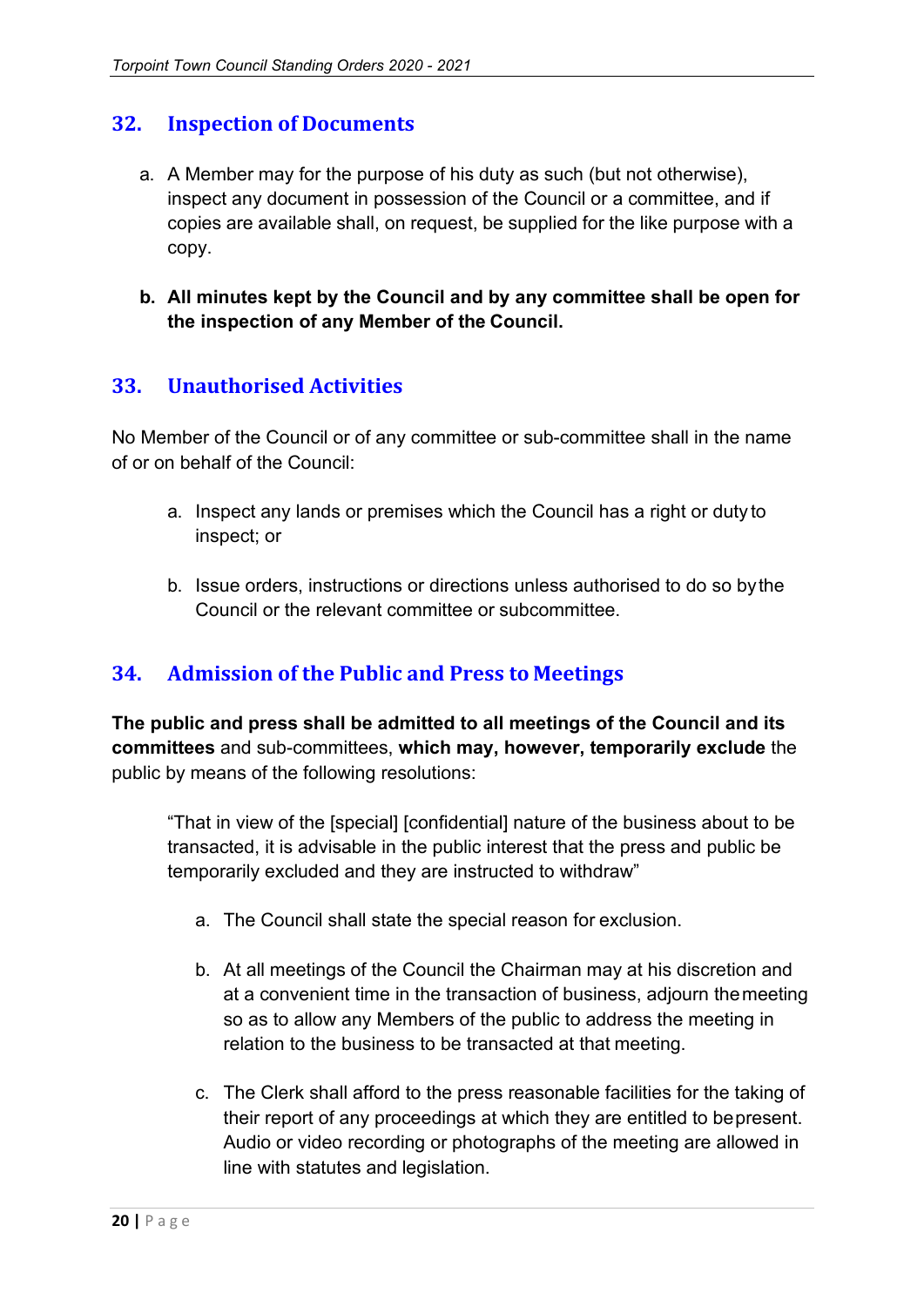## 32. Inspection of Documents

a. A Member may for the purpose of his duty as such (but not otherwise), inspect any document in possession of the Council or a committee, and if copies are available shall, on request, be supplied for the like purpose with a copy.

**b. All minutes kept by the Council and by any committee shall be open for the inspection of any Member of the Council.**

## 33. Unauthorised Activities

No Member of the Council or of any committee or sub-committee shall in the name of or on behalf of the Council:

a. Inspect any lands or premises which the Council has a right or duty to inspect; or

b. Issue orders, instructions or directions unless authorised to do so by the Council or the relevant committee or subcommittee.

## 34. Admission of the Public and Press to Meetings

**The public and press shall be admitted to all meetings of the Council and its committees** and sub-committees, **which may, however, temporarily exclude** the public by means of the following resolutions:

"That in view of the [special] [confidential] nature of the business about to be transacted, it is advisable in the public interest that the press and public be temporarily excluded and they are instructed to withdraw"

a. The Council shall state the special reason for exclusion.

b. At all meetings of the Council the Chairman may at his discretion and at a convenient time in the transaction of business, adjourn the meeting so as to allow any Members of the public to address the meeting in relation to the business to be transacted at that meeting.

c. The Clerk shall afford to the press reasonable facilities for the taking of their report of any proceedings at which they are entitled to be present. Audio or video recording or photographs of the meeting are allowed in line with statutes and legislation.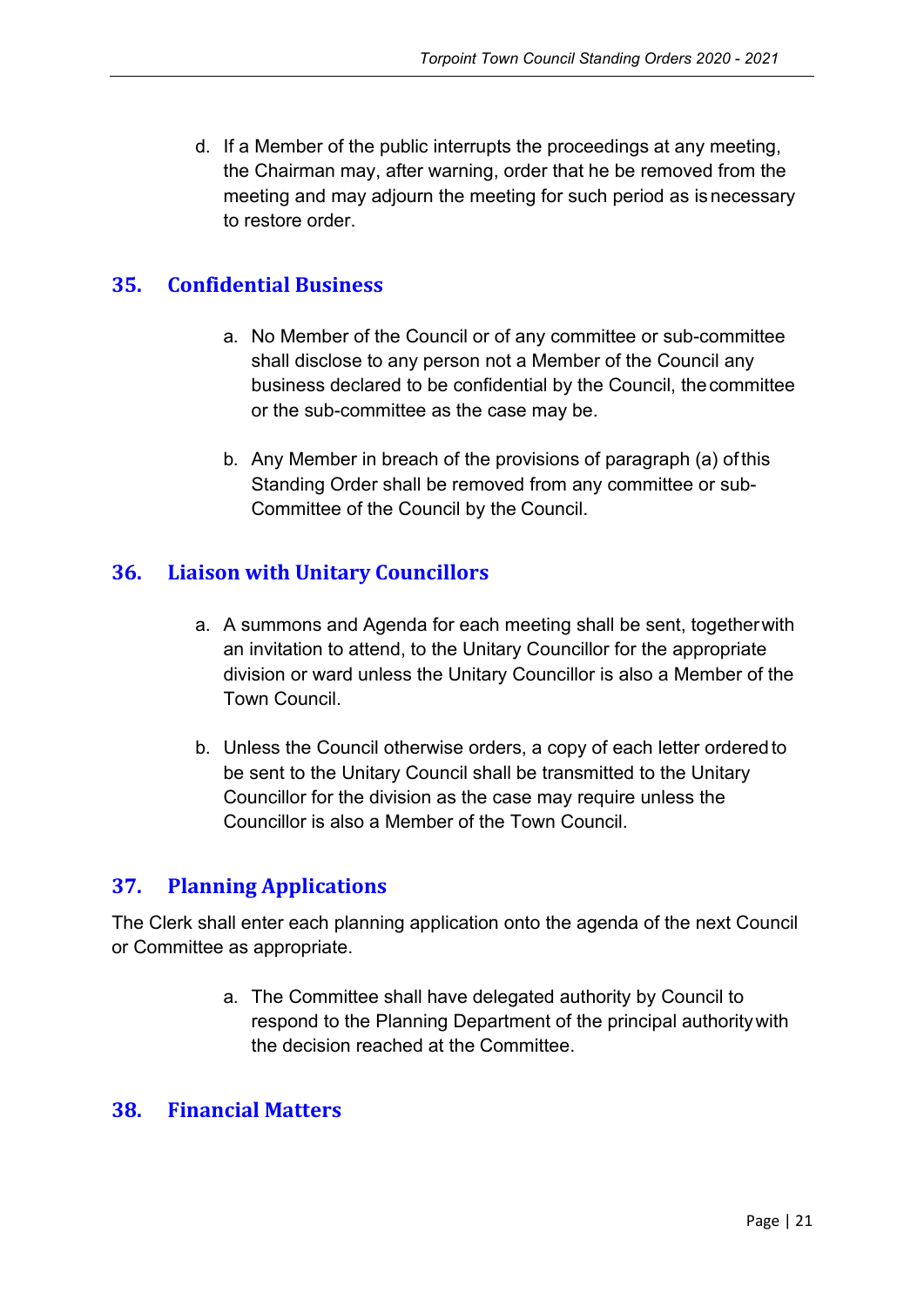d. If a Member of the public interrupts the proceedings at any meeting, the Chairman may, after warning, order that he be removed from the meeting and may adjourn the meeting for such period as is necessary to restore order.

## 35. Confidential Business

a. No Member of the Council or of any committee or sub-committee shall disclose to any person not a Member of the Council any business declared to be confidential by the Council, the committee or the sub-committee as the case may be.

b. Any Member in breach of the provisions of paragraph (a) of this Standing Order shall be removed from any committee or sub-Committee of the Council by the Council.

## 36. Liaison with Unitary Councillors

a. A summons and Agenda for each meeting shall be sent, together with an invitation to attend, to the Unitary Councillor for the appropriate division or ward unless the Unitary Councillor is also a Member of the Town Council.

b. Unless the Council otherwise orders, a copy of each letter ordered to be sent to the Unitary Council shall be transmitted to the Unitary Councillor for the division as the case may require unless the Councillor is also a Member of the Town Council.

## 37. Planning Applications

The Clerk shall enter each planning application onto the agenda of the next Council or Committee as appropriate.

a. The Committee shall have delegated authority by Council to respond to the Planning Department of the principal authority with the decision reached at the Committee.

## 38. Financial Matters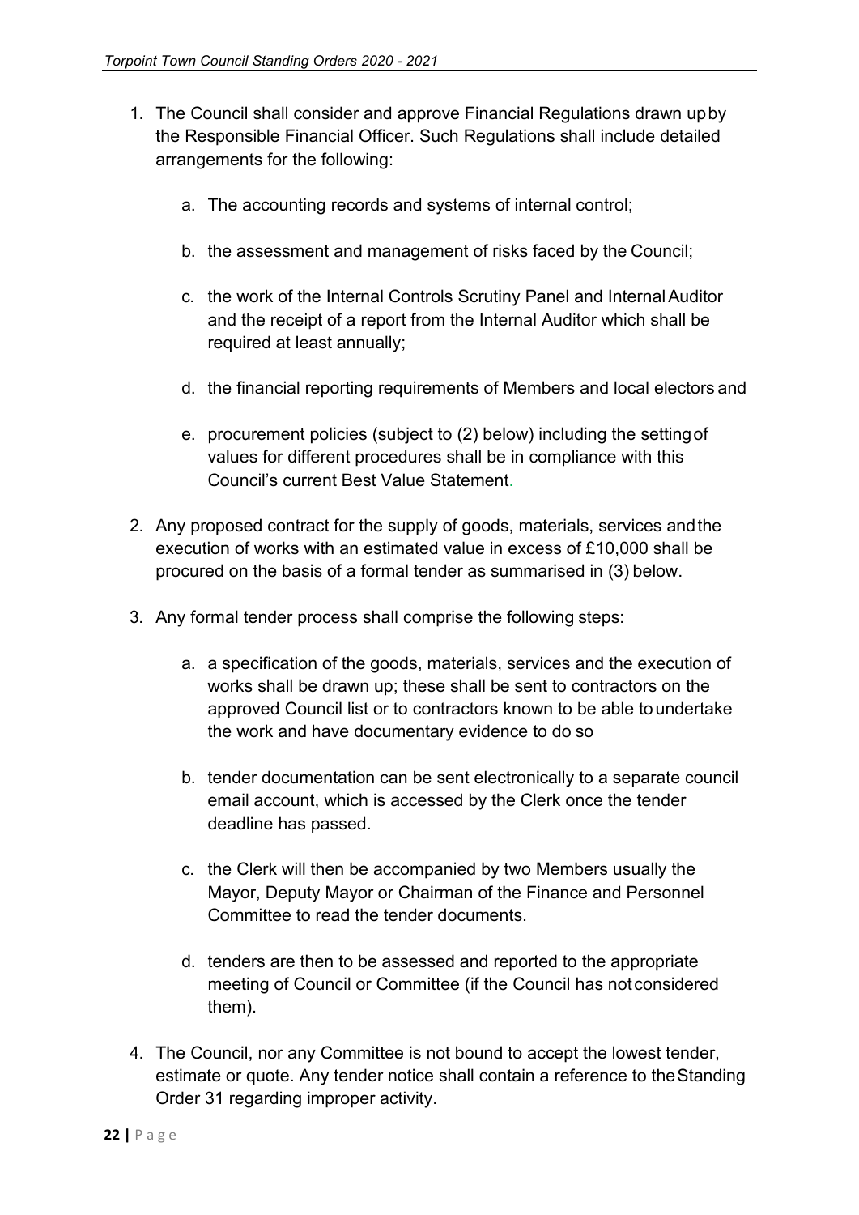1. The Council shall consider and approve Financial Regulations drawn up by the Responsible Financial Officer. Such Regulations shall include detailed arrangements for the following:

    a. The accounting records and systems of internal control;

    b. the assessment and management of risks faced by the Council;

    c. the work of the Internal Controls Scrutiny Panel and Internal Auditor and the receipt of a report from the Internal Auditor which shall be required at least annually;

    d. the financial reporting requirements of Members and local electors and

    e. procurement policies (subject to (2) below) including the setting of values for different procedures shall be in compliance with this Council's current Best Value Statement.

2. Any proposed contract for the supply of goods, materials, services and the execution of works with an estimated value in excess of £10,000 shall be procured on the basis of a formal tender as summarised in (3) below.

3. Any formal tender process shall comprise the following steps:

    a. a specification of the goods, materials, services and the execution of works shall be drawn up; these shall be sent to contractors on the approved Council list or to contractors known to be able to undertake the work and have documentary evidence to do so

    b. tender documentation can be sent electronically to a separate council email account, which is accessed by the Clerk once the tender deadline has passed.

    c. the Clerk will then be accompanied by two Members usually the Mayor, Deputy Mayor or Chairman of the Finance and Personnel Committee to read the tender documents.

    d. tenders are then to be assessed and reported to the appropriate meeting of Council or Committee (if the Council has not considered them).

4. The Council, nor any Committee is not bound to accept the lowest tender, estimate or quote. Any tender notice shall contain a reference to the Standing Order 31 regarding improper activity.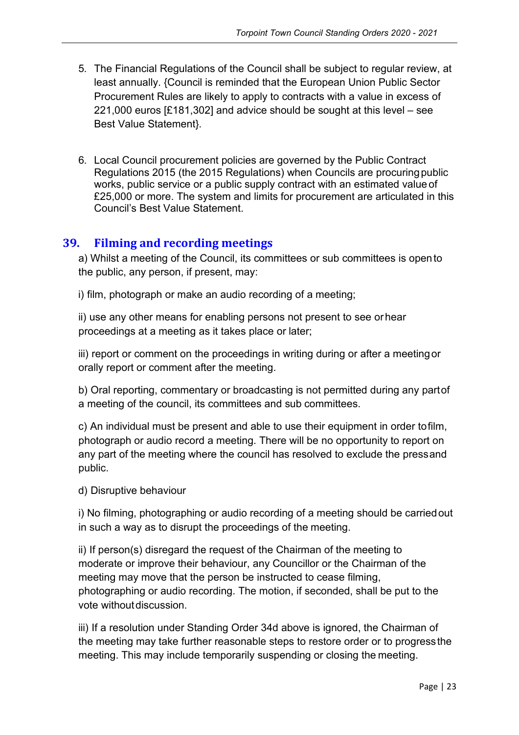5. The Financial Regulations of the Council shall be subject to regular review, at least annually. {Council is reminded that the European Union Public Sector Procurement Rules are likely to apply to contracts with a value in excess of 221,000 euros [£181,302] and advice should be sought at this level – see Best Value Statement}.

6. Local Council procurement policies are governed by the Public Contract Regulations 2015 (the 2015 Regulations) when Councils are procuring public works, public service or a public supply contract with an estimated value of £25,000 or more. The system and limits for procurement are articulated in this Council's Best Value Statement.

## 39. Filming and recording meetings

a) Whilst a meeting of the Council, its committees or sub committees is open to the public, any person, if present, may:

i) film, photograph or make an audio recording of a meeting;

ii) use any other means for enabling persons not present to see or hear proceedings at a meeting as it takes place or later;

iii) report or comment on the proceedings in writing during or after a meeting or orally report or comment after the meeting.

b) Oral reporting, commentary or broadcasting is not permitted during any part of a meeting of the council, its committees and sub committees.

c) An individual must be present and able to use their equipment in order to film, photograph or audio record a meeting. There will be no opportunity to report on any part of the meeting where the council has resolved to exclude the press and public.

d) Disruptive behaviour

i) No filming, photographing or audio recording of a meeting should be carried out in such a way as to disrupt the proceedings of the meeting.

ii) If person(s) disregard the request of the Chairman of the meeting to moderate or improve their behaviour, any Councillor or the Chairman of the meeting may move that the person be instructed to cease filming, photographing or audio recording. The motion, if seconded, shall be put to the vote without discussion.

iii) If a resolution under Standing Order 34d above is ignored, the Chairman of the meeting may take further reasonable steps to restore order or to progress the meeting. This may include temporarily suspending or closing the meeting.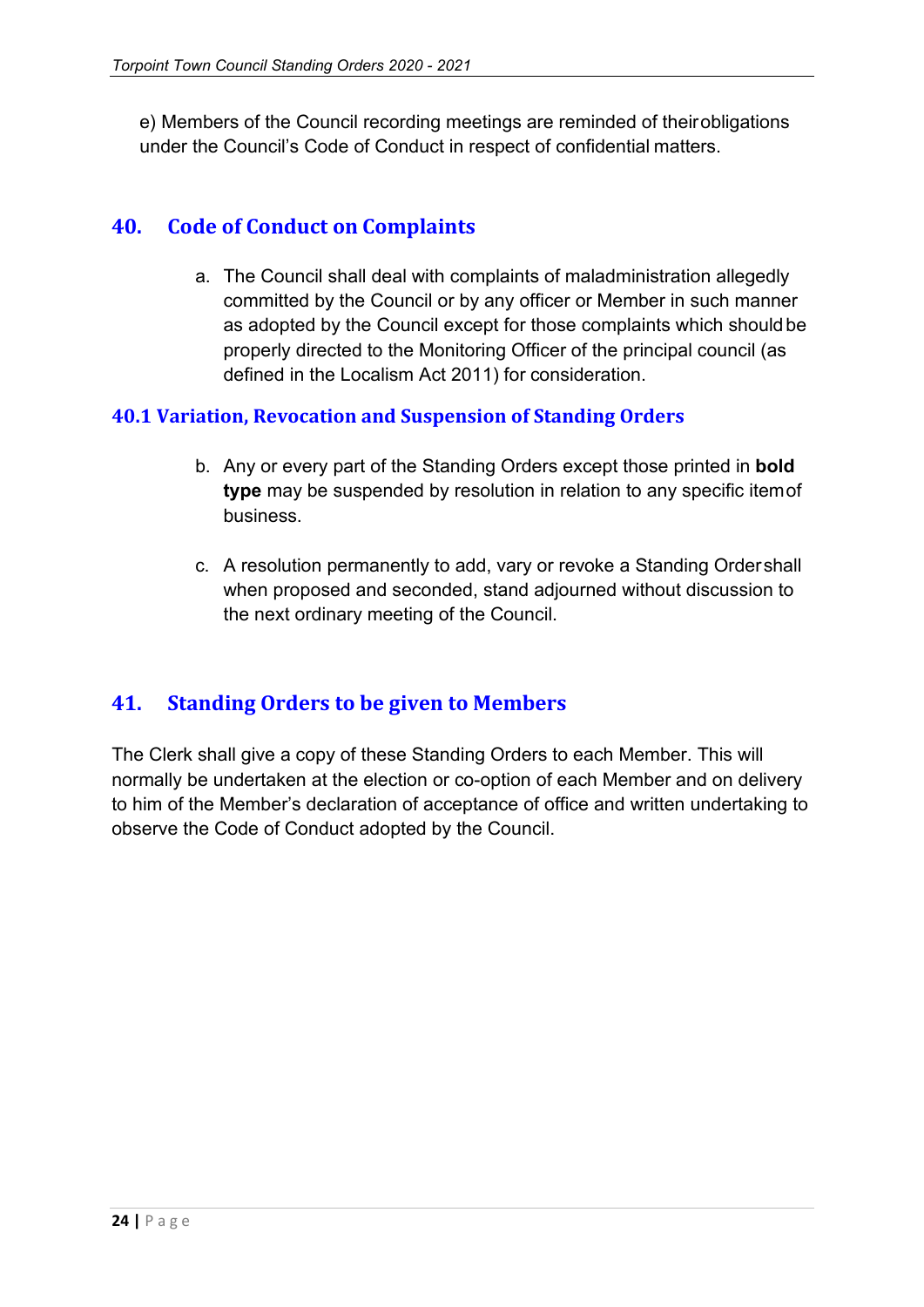e) Members of the Council recording meetings are reminded of their obligations under the Council's Code of Conduct in respect of confidential matters.

## 40. Code of Conduct on Complaints

a. The Council shall deal with complaints of maladministration allegedly committed by the Council or by any officer or Member in such manner as adopted by the Council except for those complaints which should be properly directed to the Monitoring Officer of the principal council (as defined in the Localism Act 2011) for consideration.

### 40.1 Variation, Revocation and Suspension of Standing Orders

b. Any or every part of the Standing Orders except those printed in **bold type** may be suspended by resolution in relation to any specific item of business.

c. A resolution permanently to add, vary or revoke a Standing Order shall when proposed and seconded, stand adjourned without discussion to the next ordinary meeting of the Council.

## 41. Standing Orders to be given to Members

The Clerk shall give a copy of these Standing Orders to each Member. This will normally be undertaken at the election or co-option of each Member and on delivery to him of the Member's declaration of acceptance of office and written undertaking to observe the Code of Conduct adopted by the Council.